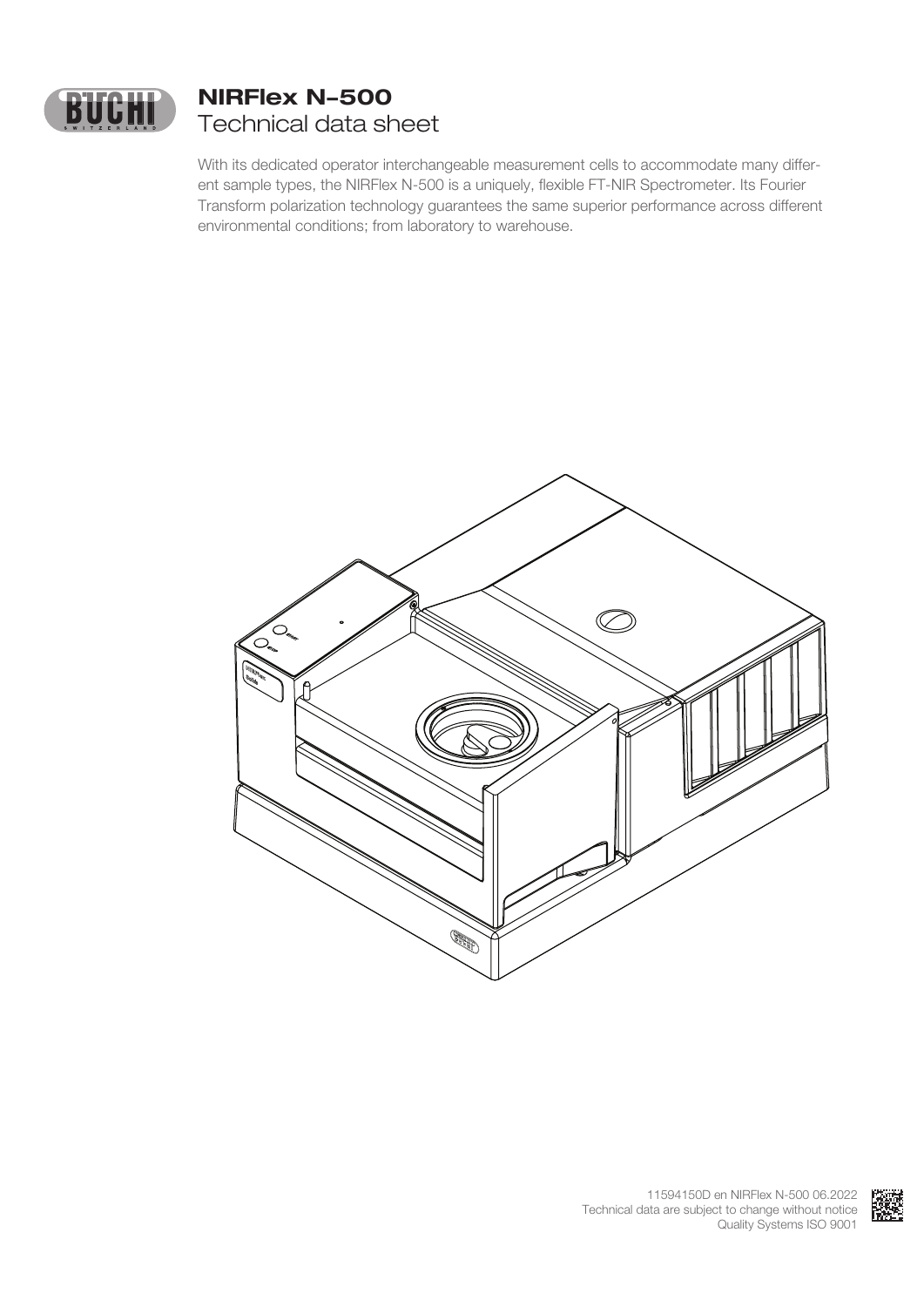# NIRFlex N-500

## Technical data sheet

With its dedicated operator interchangeable measurement cells to accommodate many different sample types, the NIRFlex N-500 is a uniquely, flexible FT-NIR Spectrometer. Its Fourier Transform polarization technology guarantees the same superior performance across different environmental conditions; from laboratory to warehouse.

11594150D en NIRFlex N-500 06.2022
Technical data are subject to change without notice
Quality Systems ISO 9001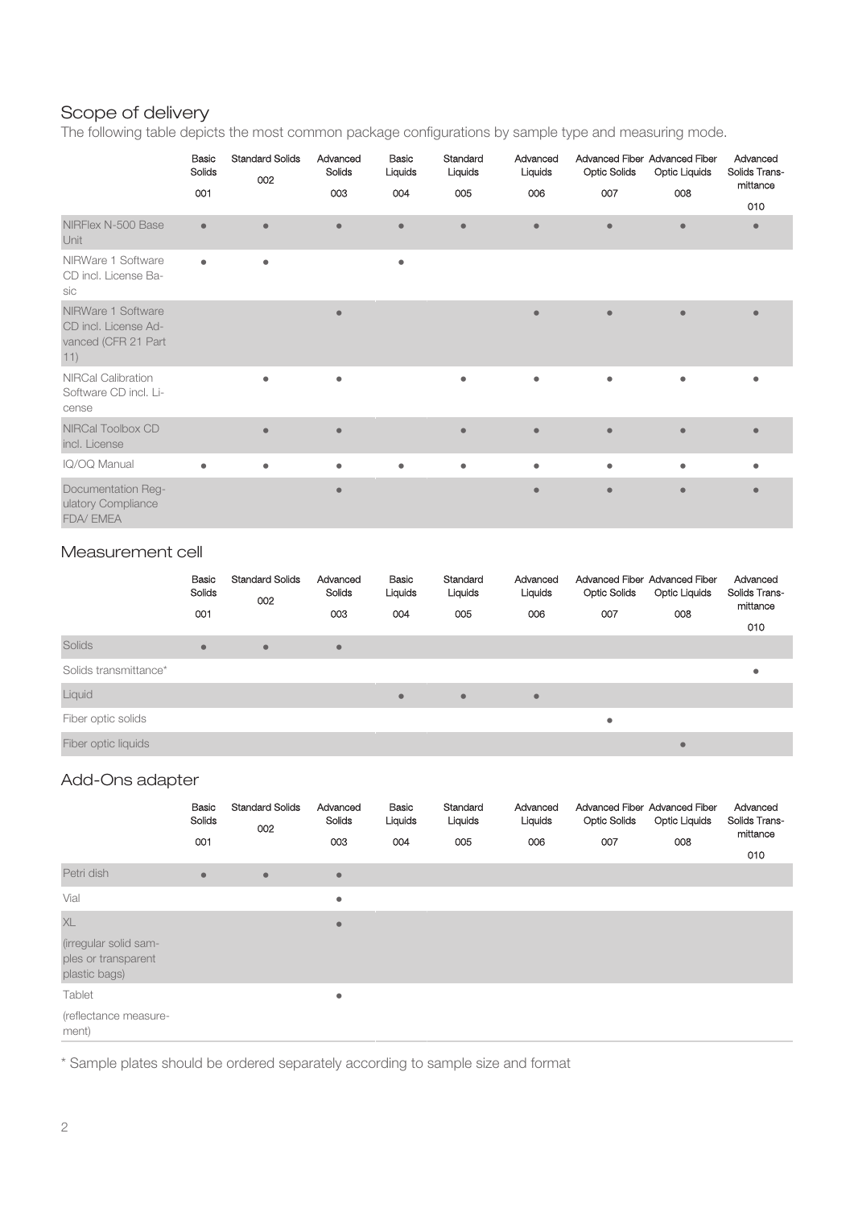## Scope of delivery

The following table depicts the most common package configurations by sample type and measuring mode.

| | Basic Solids 001 | Standard Solids 002 | Advanced Solids 003 | Basic Liquids 004 | Standard Liquids 005 | Advanced Liquids 006 | Advanced Fiber Optic Solids 007 | Advanced Fiber Optic Liquids 008 | Advanced Solids Transmittance 010 |
|---|---|---|---|---|---|---|---|---|---|
| NIRFlex N-500 Base Unit | ● | ● | ● | ● | ● | ● | ● | ● | ● |
| NIRWare 1 Software CD incl. License Basic | ● | ● | | ● | | | | | |
| NIRWare 1 Software CD incl. License Advanced (CFR 21 Part 11) | | | ● | | | ● | ● | ● | ● |
| NIRCal Calibration Software CD incl. License | | ● | ● | | ● | ● | ● | ● | ● |
| NIRCal Toolbox CD incl. License | | ● | ● | | ● | ● | ● | ● | ● |
| IQ/OQ Manual | ● | ● | ● | ● | ● | ● | ● | ● | ● |
| Documentation Regulatory Compliance FDA/ EMEA | | | ● | | | ● | ● | ● | ● |

## Measurement cell

| | Basic Solids 001 | Standard Solids 002 | Advanced Solids 003 | Basic Liquids 004 | Standard Liquids 005 | Advanced Liquids 006 | Advanced Fiber Optic Solids 007 | Advanced Fiber Optic Liquids 008 | Advanced Solids Transmittance 010 |
|---|---|---|---|---|---|---|---|---|---|
| Solids | ● | ● | ● | | | | | | |
| Solids transmittance* | | | | | | | | | ● |
| Liquid | | | | ● | ● | ● | | | |
| Fiber optic solids | | | | | | | ● | | |
| Fiber optic liquids | | | | | | | | ● | |

## Add-Ons adapter

| | Basic Solids 001 | Standard Solids 002 | Advanced Solids 003 | Basic Liquids 004 | Standard Liquids 005 | Advanced Liquids 006 | Advanced Fiber Optic Solids 007 | Advanced Fiber Optic Liquids 008 | Advanced Solids Transmittance 010 |
|---|---|---|---|---|---|---|---|---|---|
| Petri dish | ● | ● | ● | | | | | | |
| Vial | | | ● | | | | | | |
| XL (irregular solid samples or transparent plastic bags) | | | ● | | | | | | |
| Tablet (reflectance measurement) | | | ● | | | | | | |

* Sample plates should be ordered separately according to sample size and format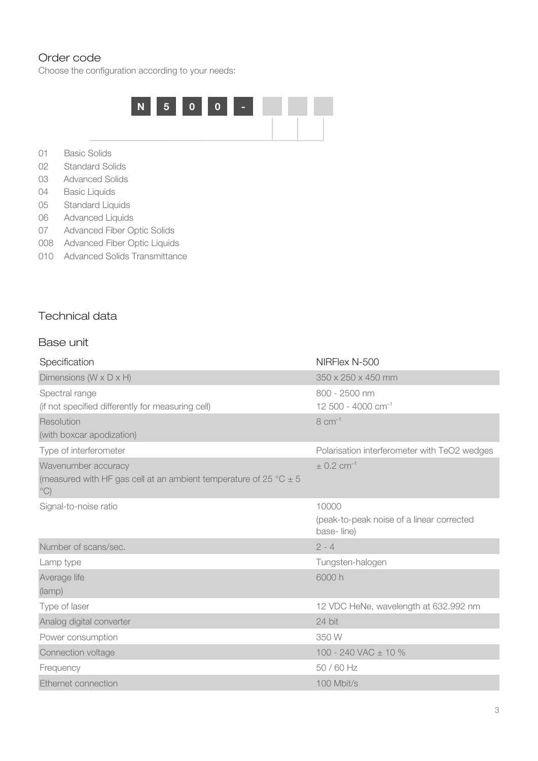## Order code

Choose the configuration according to your needs:

**N 5 0 0 -** _ _ _

- 01 Basic Solids
- 02 Standard Solids
- 03 Advanced Solids
- 04 Basic Liquids
- 05 Standard Liquids
- 06 Advanced Liquids
- 07 Advanced Fiber Optic Solids
- 008 Advanced Fiber Optic Liquids
- 010 Advanced Solids Transmittance

## Technical data

### Base unit

| Specification | NIRFlex N-500 |
|---|---|
| Dimensions (W x D x H) | 350 x 250 x 450 mm |
| Spectral range<br>(if not specified differently for measuring cell) | 800 - 2500 nm<br>12 500 - 4000 $cm^{-1}$ |
| Resolution<br>(with boxcar apodization) | 8 $cm^{-1}$ |
| Type of interferometer | Polarisation interferometer with $TeO_2$ wedges |
| Wavenumber accuracy<br>(measured with HF gas cell at an ambient temperature of 25 °C ± 5 °C) | ± 0.2 $cm^{-1}$ |
| Signal-to-noise ratio | 10000<br>(peak-to-peak noise of a linear corrected base- line) |
| Number of scans/sec. | 2 - 4 |
| Lamp type | Tungsten-halogen |
| Average life<br>(lamp) | 6000 h |
| Type of laser | 12 VDC HeNe, wavelength at 632.992 nm |
| Analog digital converter | 24 bit |
| Power consumption | 350 W |
| Connection voltage | 100 - 240 VAC ± 10 % |
| Frequency | 50 / 60 Hz |
| Ethernet connection | 100 Mbit/s |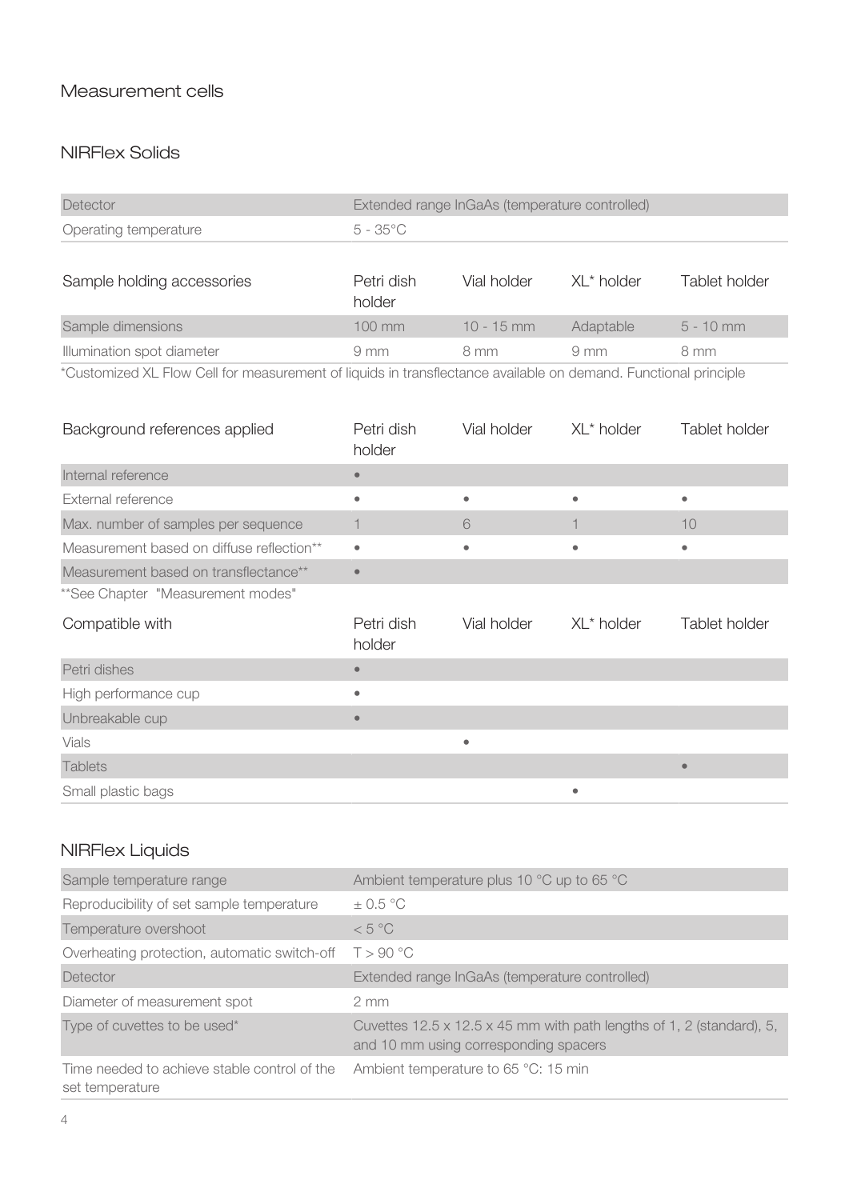## Measurement cells

### NIRFlex Solids

| Detector | Extended range InGaAs (temperature controlled) |
|---|---|
| Operating temperature | 5 - 35°C |

| Sample holding accessories | Petri dish holder | Vial holder | XL* holder | Tablet holder |
|---|---|---|---|---|
| Sample dimensions | 100 mm | 10 - 15 mm | Adaptable | 5 - 10 mm |
| Illumination spot diameter | 9 mm | 8 mm | 9 mm | 8 mm |

*Customized XL Flow Cell for measurement of liquids in transflectance available on demand. Functional principle

| Background references applied | Petri dish holder | Vial holder | XL* holder | Tablet holder |
|---|---|---|---|---|
| Internal reference | • | | | |
| External reference | • | • | • | • |
| Max. number of samples per sequence | 1 | 6 | 1 | 10 |
| Measurement based on diffuse reflection** | • | • | • | • |
| Measurement based on transflectance** | • | | | |

**See Chapter "Measurement modes"

| Compatible with | Petri dish holder | Vial holder | XL* holder | Tablet holder |
|---|---|---|---|---|
| Petri dishes | • | | | |
| High performance cup | • | | | |
| Unbreakable cup | • | | | |
| Vials | | • | | |
| Tablets | | | | • |
| Small plastic bags | | | • | |

### NIRFlex Liquids

| Sample temperature range | Ambient temperature plus 10 °C up to 65 °C |
|---|---|
| Reproducibility of set sample temperature | ± 0.5 °C |
| Temperature overshoot | < 5 °C |
| Overheating protection, automatic switch-off | T > 90 °C |
| Detector | Extended range InGaAs (temperature controlled) |
| Diameter of measurement spot | 2 mm |
| Type of cuvettes to be used* | Cuvettes 12.5 x 12.5 x 45 mm with path lengths of 1, 2 (standard), 5, and 10 mm using corresponding spacers |
| Time needed to achieve stable control of the set temperature | Ambient temperature to 65 °C: 15 min |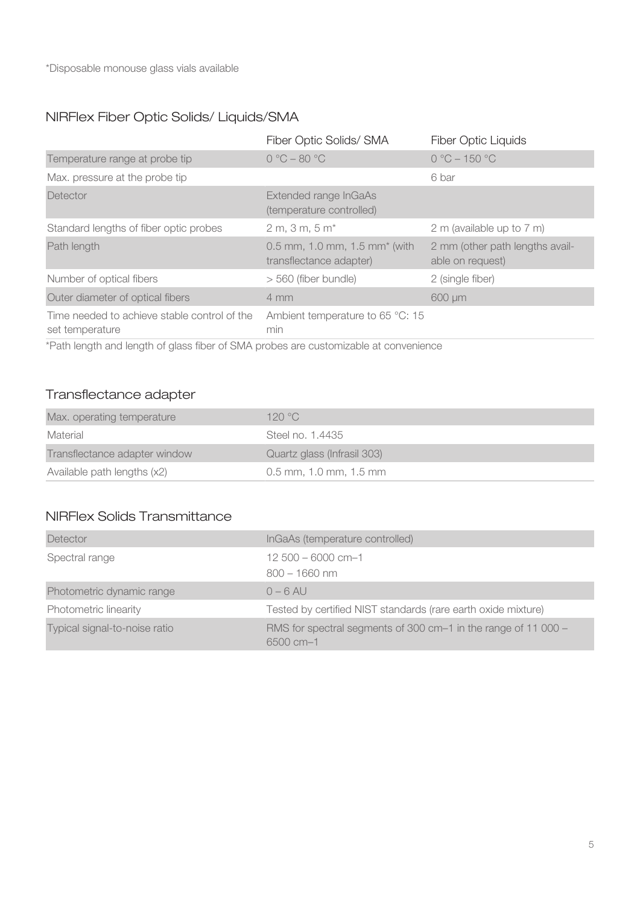*Disposable monouse glass vials available

## NIRFlex Fiber Optic Solids/ Liquids/SMA

| | Fiber Optic Solids/ SMA | Fiber Optic Liquids |
|---|---|---|
| Temperature range at probe tip | 0 °C – 80 °C | 0 °C – 150 °C |
| Max. pressure at the probe tip | | 6 bar |
| Detector | Extended range InGaAs (temperature controlled) | |
| Standard lengths of fiber optic probes | 2 m, 3 m, 5 m* | 2 m (available up to 7 m) |
| Path length | 0.5 mm, 1.0 mm, 1.5 mm* (with transflectance adapter) | 2 mm (other path lengths available on request) |
| Number of optical fibers | > 560 (fiber bundle) | 2 (single fiber) |
| Outer diameter of optical fibers | 4 mm | 600 µm |
| Time needed to achieve stable control of the set temperature | Ambient temperature to 65 °C: 15 min | |

*Path length and length of glass fiber of SMA probes are customizable at convenience

## Transflectance adapter

| | |
|---|---|
| Max. operating temperature | 120 °C |
| Material | Steel no. 1.4435 |
| Transflectance adapter window | Quartz glass (Infrasil 303) |
| Available path lengths (x2) | 0.5 mm, 1.0 mm, 1.5 mm |

## NIRFlex Solids Transmittance

| | |
|---|---|
| Detector | InGaAs (temperature controlled) |
| Spectral range | 12 500 – 6000 cm–1<br>800 – 1660 nm |
| Photometric dynamic range | 0 – 6 AU |
| Photometric linearity | Tested by certified NIST standards (rare earth oxide mixture) |
| Typical signal-to-noise ratio | RMS for spectral segments of 300 cm–1 in the range of 11 000 – 6500 cm–1 |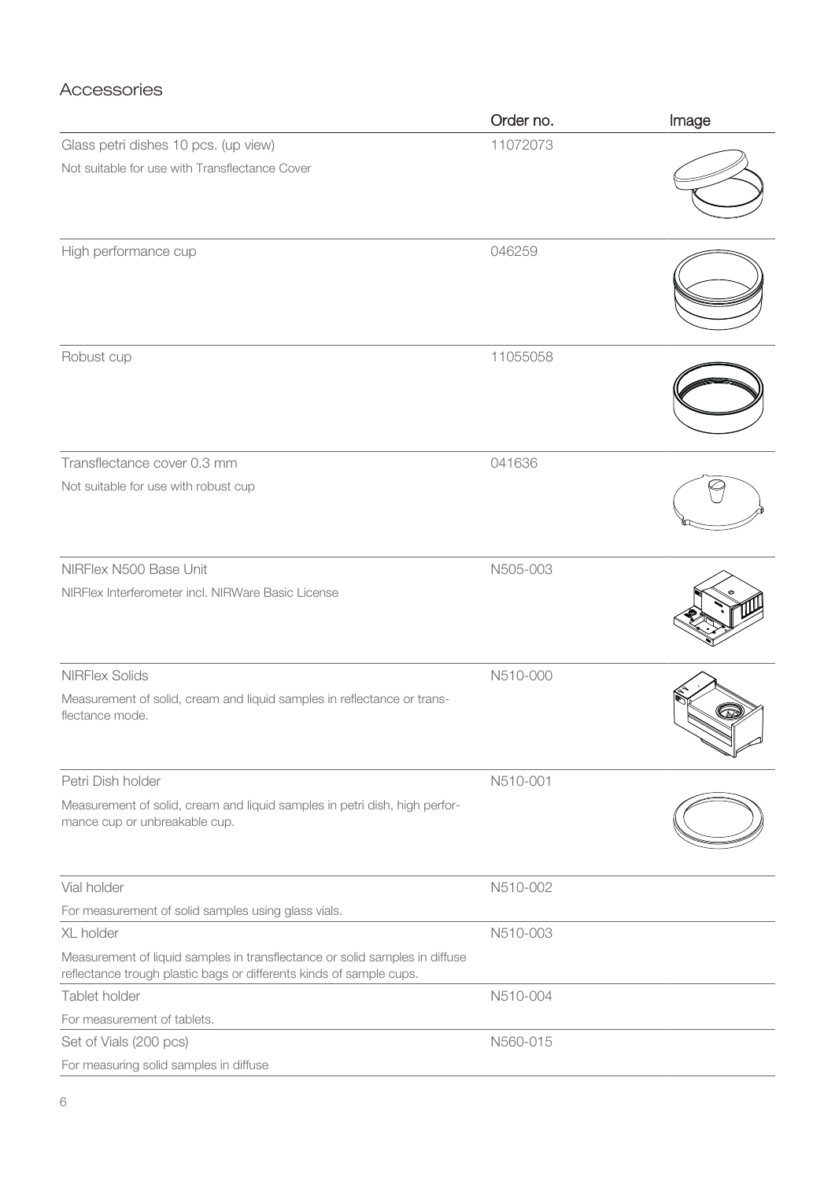## Accessories

| | Order no. | Image |
|---|---|---|
| Glass petri dishes 10 pcs. (up view)<br>Not suitable for use with Transflectance Cover | 11072073 | |
| High performance cup | 046259 | |
| Robust cup | 11055058 | |
| Transflectance cover 0.3 mm<br>Not suitable for use with robust cup | 041636 | |
| NIRFlex N500 Base Unit<br>NIRFlex Interferometer incl. NIRWare Basic License | N505-003 | |
| NIRFlex Solids<br>Measurement of solid, cream and liquid samples in reflectance or transflectance mode. | N510-000 | |
| Petri Dish holder<br>Measurement of solid, cream and liquid samples in petri dish, high performance cup or unbreakable cup. | N510-001 | |
| Vial holder<br>For measurement of solid samples using glass vials. | N510-002 | |
| XL holder<br>Measurement of liquid samples in transflectance or solid samples in diffuse reflectance trough plastic bags or differents kinds of sample cups. | N510-003 | |
| Tablet holder<br>For measurement of tablets. | N510-004 | |
| Set of Vials (200 pcs)<br>For measuring solid samples in diffuse | N560-015 | |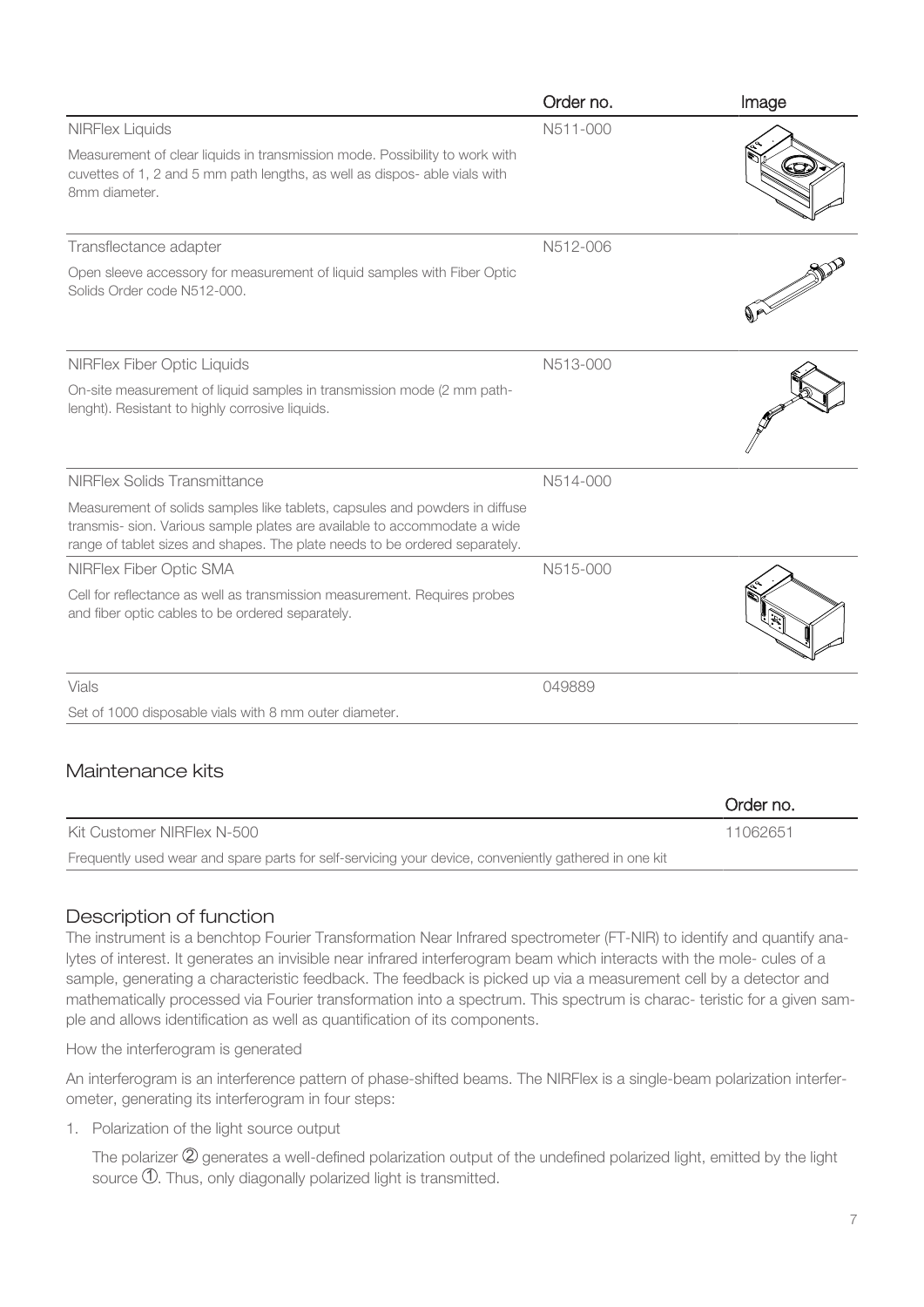| | Order no. | Image |
|---|---|---|
| NIRFlex Liquids<br>Measurement of clear liquids in transmission mode. Possibility to work with cuvettes of 1, 2 and 5 mm path lengths, as well as dispos- able vials with 8mm diameter. | N511-000 | |
| Transflectance adapter<br>Open sleeve accessory for measurement of liquid samples with Fiber Optic Solids Order code N512-000. | N512-006 | |
| NIRFlex Fiber Optic Liquids<br>On-site measurement of liquid samples in transmission mode (2 mm path-lenght). Resistant to highly corrosive liquids. | N513-000 | |
| NIRFlex Solids Transmittance<br>Measurement of solids samples like tablets, capsules and powders in diffuse transmis- sion. Various sample plates are available to accommodate a wide range of tablet sizes and shapes. The plate needs to be ordered separately. | N514-000 | |
| NIRFlex Fiber Optic SMA<br>Cell for reflectance as well as transmission measurement. Requires probes and fiber optic cables to be ordered separately. | N515-000 | |
| Vials<br>Set of 1000 disposable vials with 8 mm outer diameter. | 049889 | |

## Maintenance kits

| | Order no. |
|---|---|
| Kit Customer NIRFlex N-500<br>Frequently used wear and spare parts for self-servicing your device, conveniently gathered in one kit | 11062651 |

## Description of function

The instrument is a benchtop Fourier Transformation Near Infrared spectrometer (FT-NIR) to identify and quantify analytes of interest. It generates an invisible near infrared interferogram beam which interacts with the mole- cules of a sample, generating a characteristic feedback. The feedback is picked up via a measurement cell by a detector and mathematically processed via Fourier transformation into a spectrum. This spectrum is charac- teristic for a given sample and allows identification as well as quantification of its components.

How the interferogram is generated

An interferogram is an interference pattern of phase-shifted beams. The NIRFlex is a single-beam polarization interferometer, generating its interferogram in four steps:

1. Polarization of the light source output

   The polarizer ② generates a well-defined polarization output of the undefined polarized light, emitted by the light source ①. Thus, only diagonally polarized light is transmitted.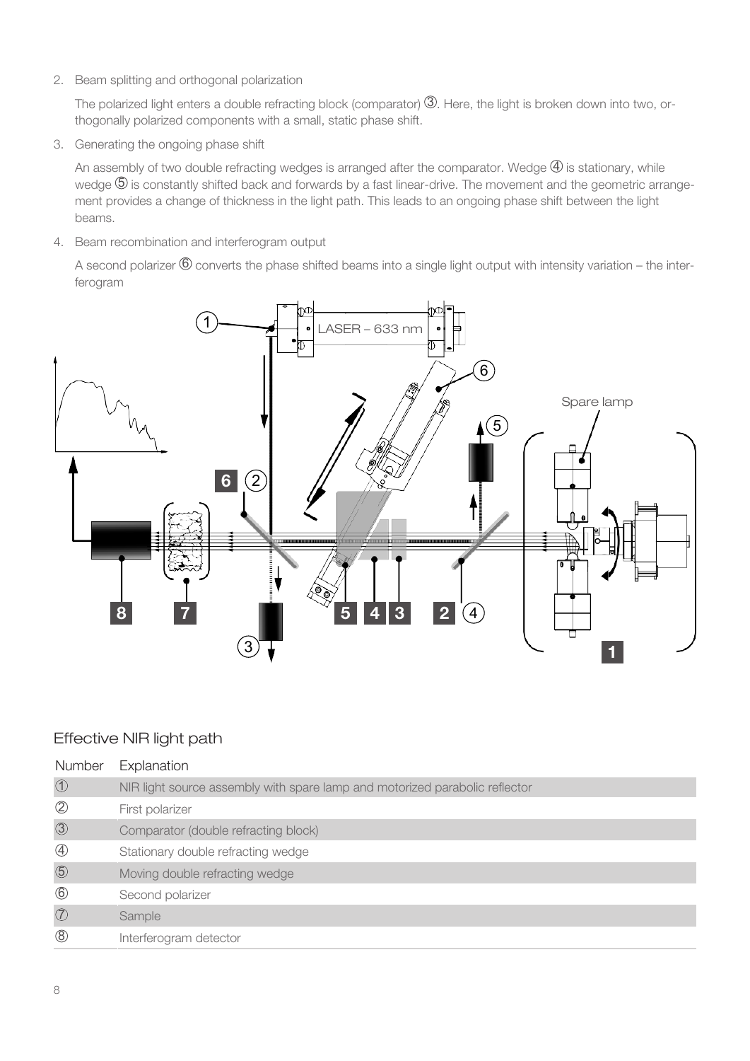2. Beam splitting and orthogonal polarization

   The polarized light enters a double refracting block (comparator) ③. Here, the light is broken down into two, orthogonally polarized components with a small, static phase shift.

3. Generating the ongoing phase shift

   An assembly of two double refracting wedges is arranged after the comparator. Wedge ④ is stationary, while wedge ⑤ is constantly shifted back and forwards by a fast linear-drive. The movement and the geometric arrangement provides a change of thickness in the light path. This leads to an ongoing phase shift between the light beams.

4. Beam recombination and interferogram output

   A second polarizer ⑥ converts the phase shifted beams into a single light output with intensity variation – the interferogram

## Effective NIR light path

| Number | Explanation |
|---|---|
| ① | NIR light source assembly with spare lamp and motorized parabolic reflector |
| ② | First polarizer |
| ③ | Comparator (double refracting block) |
| ④ | Stationary double refracting wedge |
| ⑤ | Moving double refracting wedge |
| ⑥ | Second polarizer |
| ⑦ | Sample |
| ⑧ | Interferogram detector |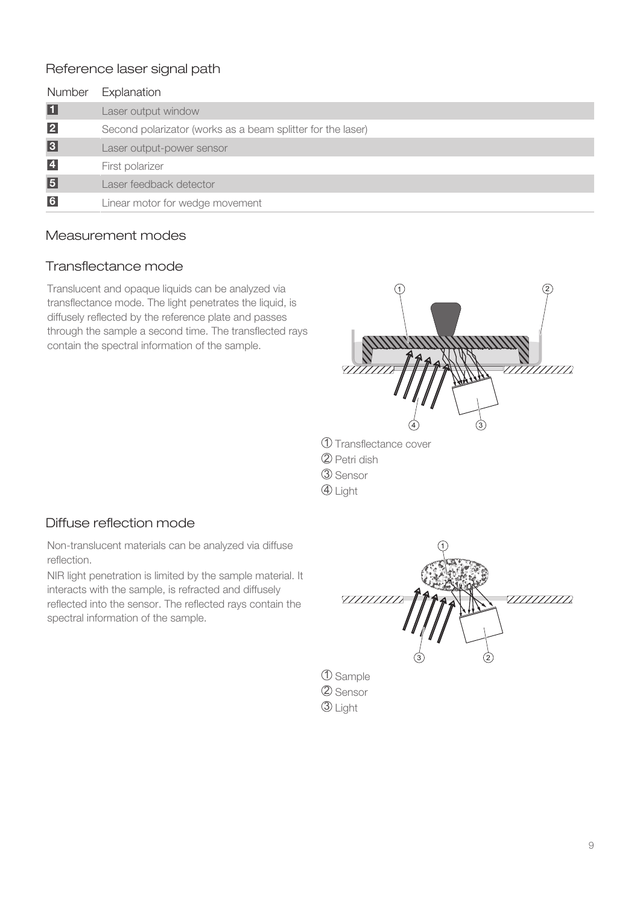## Reference laser signal path

| Number | Explanation |
|---|---|
| 1 | Laser output window |
| 2 | Second polarizator (works as a beam splitter for the laser) |
| 3 | Laser output-power sensor |
| 4 | First polarizer |
| 5 | Laser feedback detector |
| 6 | Linear motor for wedge movement |

## Measurement modes

### Transflectance mode

Translucent and opaque liquids can be analyzed via transflectance mode. The light penetrates the liquid, is diffusely reflected by the reference plate and passes through the sample a second time. The transflected rays contain the spectral information of the sample.

① Transflectance cover
② Petri dish
③ Sensor
④ Light

### Diffuse reflection mode

Non-translucent materials can be analyzed via diffuse reflection.
NIR light penetration is limited by the sample material. It interacts with the sample, is refracted and diffusely reflected into the sensor. The reflected rays contain the spectral information of the sample.

① Sample
② Sensor
③ Light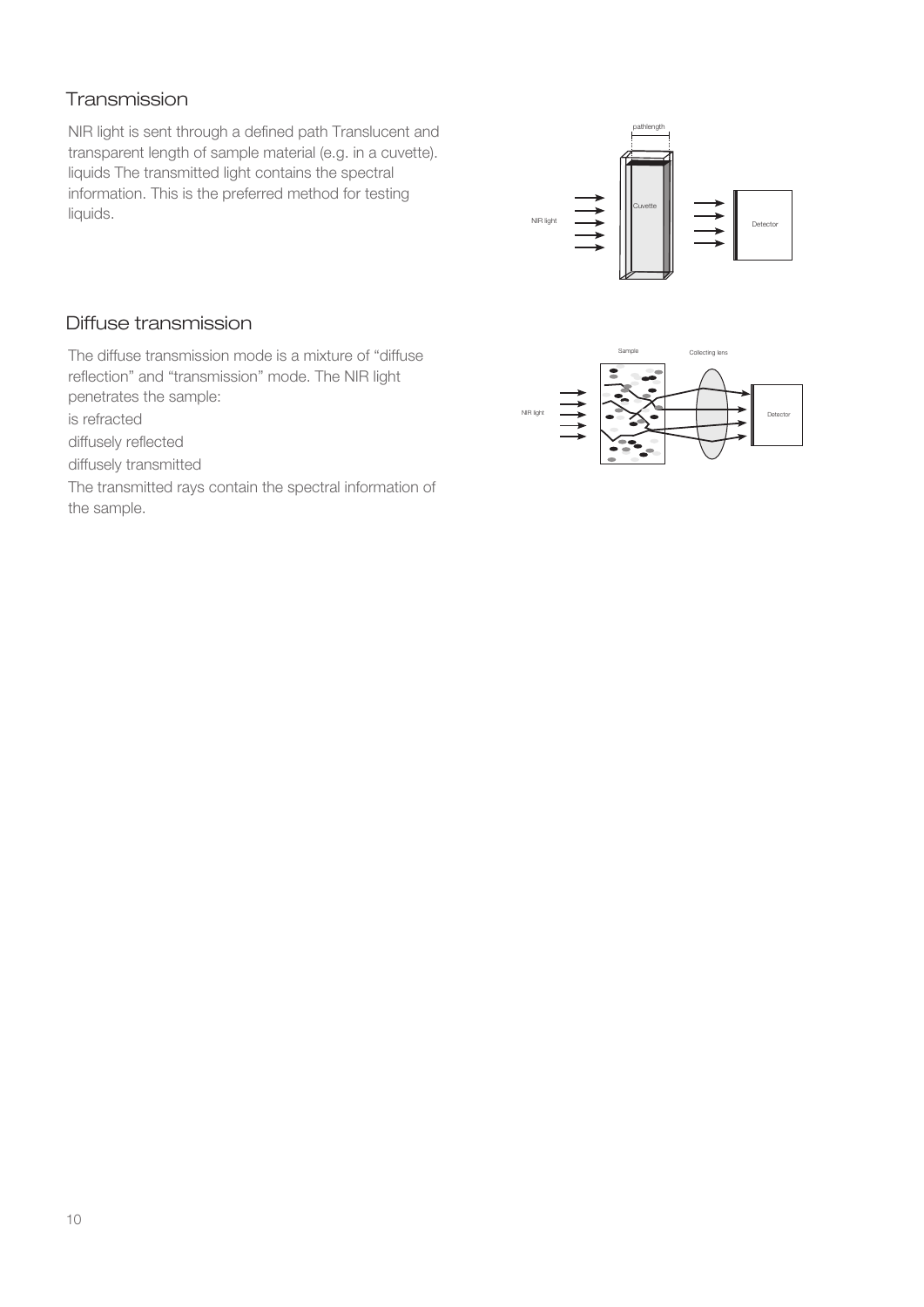## Transmission

NIR light is sent through a defined path Translucent and transparent length of sample material (e.g. in a cuvette). liquids The transmitted light contains the spectral information. This is the preferred method for testing liquids.

pathlength

NIR light

Cuvette

Detector

## Diffuse transmission

The diffuse transmission mode is a mixture of "diffuse reflection" and "transmission" mode. The NIR light penetrates the sample:

is refracted

diffusely reflected

diffusely transmitted

The transmitted rays contain the spectral information of the sample.

Sample

Collecting lens

NIR light

Detector